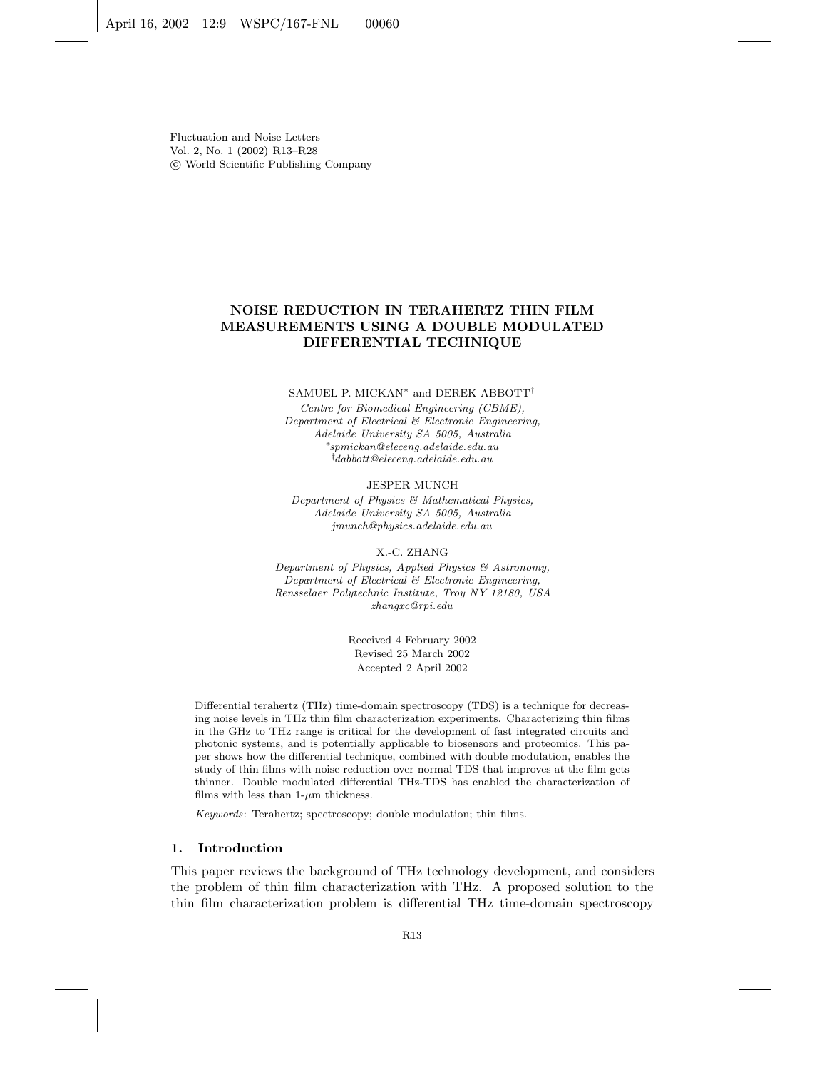Fluctuation and Noise Letters
Vol. 2, No. 1 (2002) R13–R28
© World Scientific Publishing Company

# NOISE REDUCTION IN TERAHERTZ THIN FILM MEASUREMENTS USING A DOUBLE MODULATED DIFFERENTIAL TECHNIQUE

SAMUEL P. MICKAN[*] and DEREK ABBOTT[†]

*Centre for Biomedical Engineering (CBME),*
*Department of Electrical & Electronic Engineering,*
*Adelaide University SA 5005, Australia*
[*]*spmickan@eleceng.adelaide.edu.au*
[†]*dabbott@eleceng.adelaide.edu.au*

JESPER MUNCH

*Department of Physics & Mathematical Physics,*
*Adelaide University SA 5005, Australia*
*jmunch@physics.adelaide.edu.au*

X.-C. ZHANG

*Department of Physics, Applied Physics & Astronomy,*
*Department of Electrical & Electronic Engineering,*
*Rensselaer Polytechnic Institute, Troy NY 12180, USA*
*zhangxc@rpi.edu*

Received 4 February 2002
Revised 25 March 2002
Accepted 2 April 2002

Differential terahertz (THz) time-domain spectroscopy (TDS) is a technique for decreasing noise levels in THz thin film characterization experiments. Characterizing thin films in the GHz to THz range is critical for the development of fast integrated circuits and photonic systems, and is potentially applicable to biosensors and proteomics. This paper shows how the differential technique, combined with double modulation, enables the study of thin films with noise reduction over normal TDS that improves at the film gets thinner. Double modulated differential THz-TDS has enabled the characterization of films with less than 1-$\mu$m thickness.

*Keywords*: Terahertz; spectroscopy; double modulation; thin films.

## 1. Introduction

This paper reviews the background of THz technology development, and considers the problem of thin film characterization with THz. A proposed solution to the thin film characterization problem is differential THz time-domain spectroscopy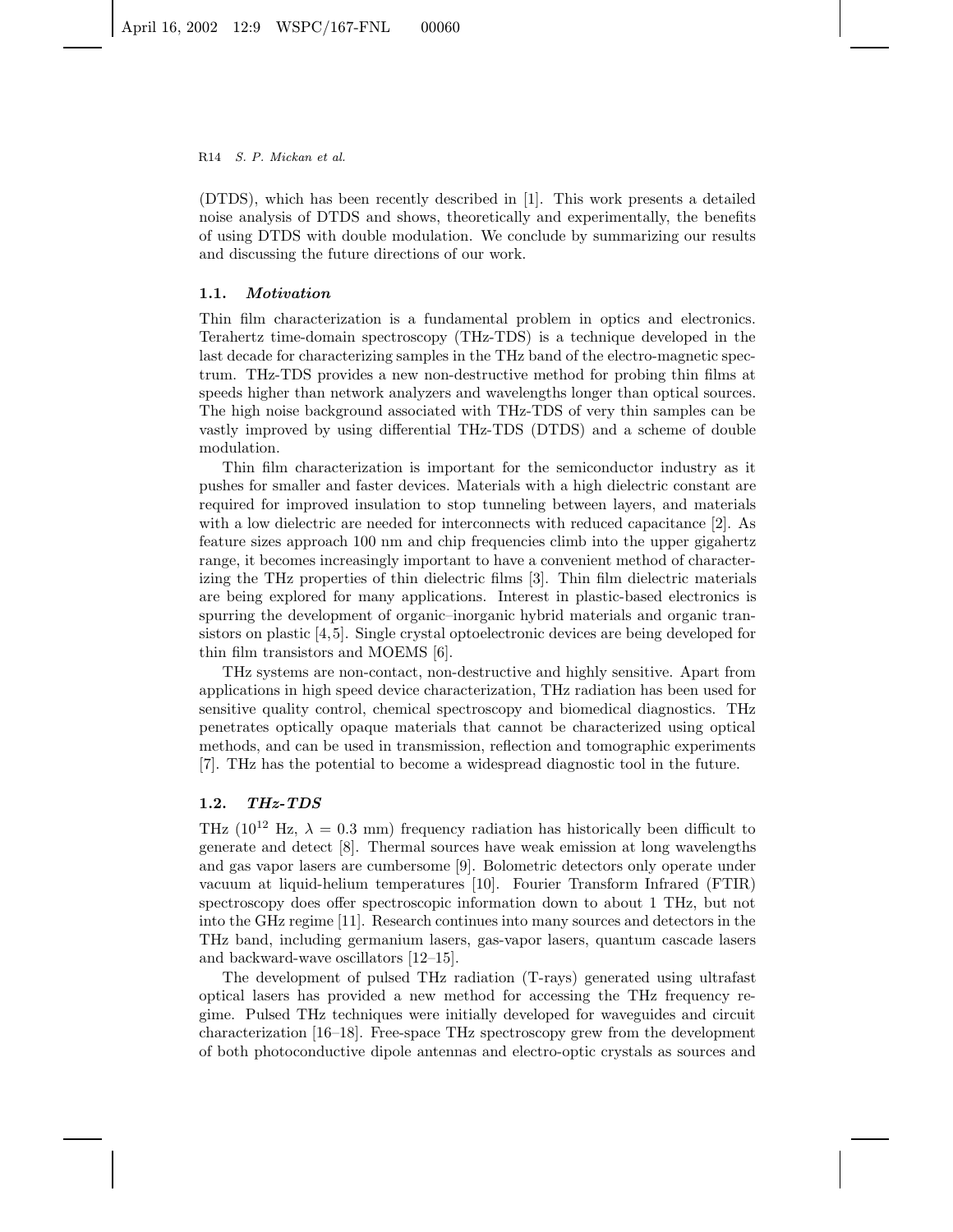(DTDS), which has been recently described in [1]. This work presents a detailed noise analysis of DTDS and shows, theoretically and experimentally, the benefits of using DTDS with double modulation. We conclude by summarizing our results and discussing the future directions of our work.

### 1.1. *Motivation*

Thin film characterization is a fundamental problem in optics and electronics. Terahertz time-domain spectroscopy (THz-TDS) is a technique developed in the last decade for characterizing samples in the THz band of the electro-magnetic spectrum. THz-TDS provides a new non-destructive method for probing thin films at speeds higher than network analyzers and wavelengths longer than optical sources. The high noise background associated with THz-TDS of very thin samples can be vastly improved by using differential THz-TDS (DTDS) and a scheme of double modulation.

Thin film characterization is important for the semiconductor industry as it pushes for smaller and faster devices. Materials with a high dielectric constant are required for improved insulation to stop tunneling between layers, and materials with a low dielectric are needed for interconnects with reduced capacitance [2]. As feature sizes approach 100 nm and chip frequencies climb into the upper gigahertz range, it becomes increasingly important to have a convenient method of characterizing the THz properties of thin dielectric films [3]. Thin film dielectric materials are being explored for many applications. Interest in plastic-based electronics is spurring the development of organic–inorganic hybrid materials and organic transistors on plastic [4,5]. Single crystal optoelectronic devices are being developed for thin film transistors and MOEMS [6].

THz systems are non-contact, non-destructive and highly sensitive. Apart from applications in high speed device characterization, THz radiation has been used for sensitive quality control, chemical spectroscopy and biomedical diagnostics. THz penetrates optically opaque materials that cannot be characterized using optical methods, and can be used in transmission, reflection and tomographic experiments [7]. THz has the potential to become a widespread diagnostic tool in the future.

### 1.2. *THz-TDS*

THz ($10^{12}$ Hz, $\lambda = 0.3$ mm) frequency radiation has historically been difficult to generate and detect [8]. Thermal sources have weak emission at long wavelengths and gas vapor lasers are cumbersome [9]. Bolometric detectors only operate under vacuum at liquid-helium temperatures [10]. Fourier Transform Infrared (FTIR) spectroscopy does offer spectroscopic information down to about 1 THz, but not into the GHz regime [11]. Research continues into many sources and detectors in the THz band, including germanium lasers, gas-vapor lasers, quantum cascade lasers and backward-wave oscillators [12–15].

The development of pulsed THz radiation (T-rays) generated using ultrafast optical lasers has provided a new method for accessing the THz frequency regime. Pulsed THz techniques were initially developed for waveguides and circuit characterization [16–18]. Free-space THz spectroscopy grew from the development of both photoconductive dipole antennas and electro-optic crystals as sources and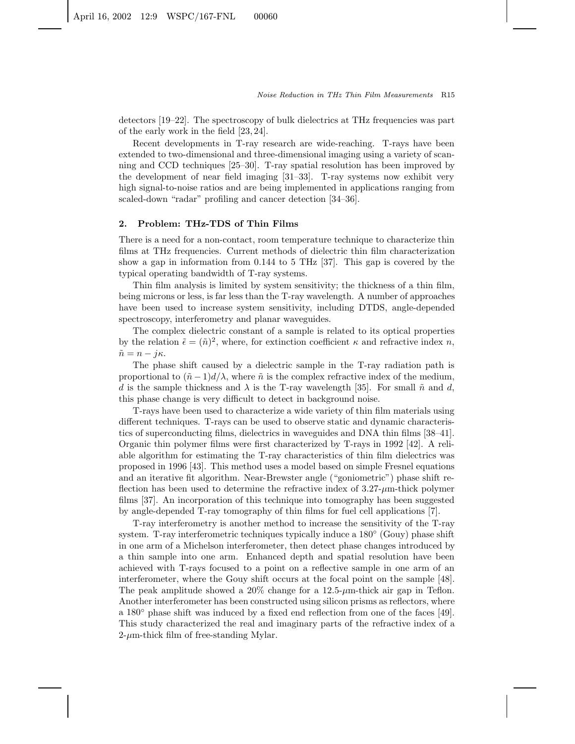detectors [19–22]. The spectroscopy of bulk dielectrics at THz frequencies was part of the early work in the field [23, 24].

Recent developments in T-ray research are wide-reaching. T-rays have been extended to two-dimensional and three-dimensional imaging using a variety of scanning and CCD techniques [25–30]. T-ray spatial resolution has been improved by the development of near field imaging [31–33]. T-ray systems now exhibit very high signal-to-noise ratios and are being implemented in applications ranging from scaled-down "radar" profiling and cancer detection [34–36].

## 2. Problem: THz-TDS of Thin Films

There is a need for a non-contact, room temperature technique to characterize thin films at THz frequencies. Current methods of dielectric thin film characterization show a gap in information from 0.144 to 5 THz [37]. This gap is covered by the typical operating bandwidth of T-ray systems.

Thin film analysis is limited by system sensitivity; the thickness of a thin film, being microns or less, is far less than the T-ray wavelength. A number of approaches have been used to increase system sensitivity, including DTDS, angle-depended spectroscopy, interferometry and planar waveguides.

The complex dielectric constant of a sample is related to its optical properties by the relation $\tilde{\epsilon} = (\tilde{n})^2$, where, for extinction coefficient $\kappa$ and refractive index $n$, $\tilde{n} = n - j\kappa$.

The phase shift caused by a dielectric sample in the T-ray radiation path is proportional to $(\tilde{n} - 1)d/\lambda$, where $\tilde{n}$ is the complex refractive index of the medium, $d$ is the sample thickness and $\lambda$ is the T-ray wavelength [35]. For small $\tilde{n}$ and $d$, this phase change is very difficult to detect in background noise.

T-rays have been used to characterize a wide variety of thin film materials using different techniques. T-rays can be used to observe static and dynamic characteristics of superconducting films, dielectrics in waveguides and DNA thin films [38–41]. Organic thin polymer films were first characterized by T-rays in 1992 [42]. A reliable algorithm for estimating the T-ray characteristics of thin film dielectrics was proposed in 1996 [43]. This method uses a model based on simple Fresnel equations and an iterative fit algorithm. Near-Brewster angle ("goniometric") phase shift reflection has been used to determine the refractive index of 3.27-$\mu$m-thick polymer films [37]. An incorporation of this technique into tomography has been suggested by angle-depended T-ray tomography of thin films for fuel cell applications [7].

T-ray interferometry is another method to increase the sensitivity of the T-ray system. T-ray interferometric techniques typically induce a 180° (Gouy) phase shift in one arm of a Michelson interferometer, then detect phase changes introduced by a thin sample into one arm. Enhanced depth and spatial resolution have been achieved with T-rays focused to a point on a reflective sample in one arm of an interferometer, where the Gouy shift occurs at the focal point on the sample [48]. The peak amplitude showed a 20% change for a 12.5-$\mu$m-thick air gap in Teflon. Another interferometer has been constructed using silicon prisms as reflectors, where a 180° phase shift was induced by a fixed end reflection from one of the faces [49]. This study characterized the real and imaginary parts of the refractive index of a 2-$\mu$m-thick film of free-standing Mylar.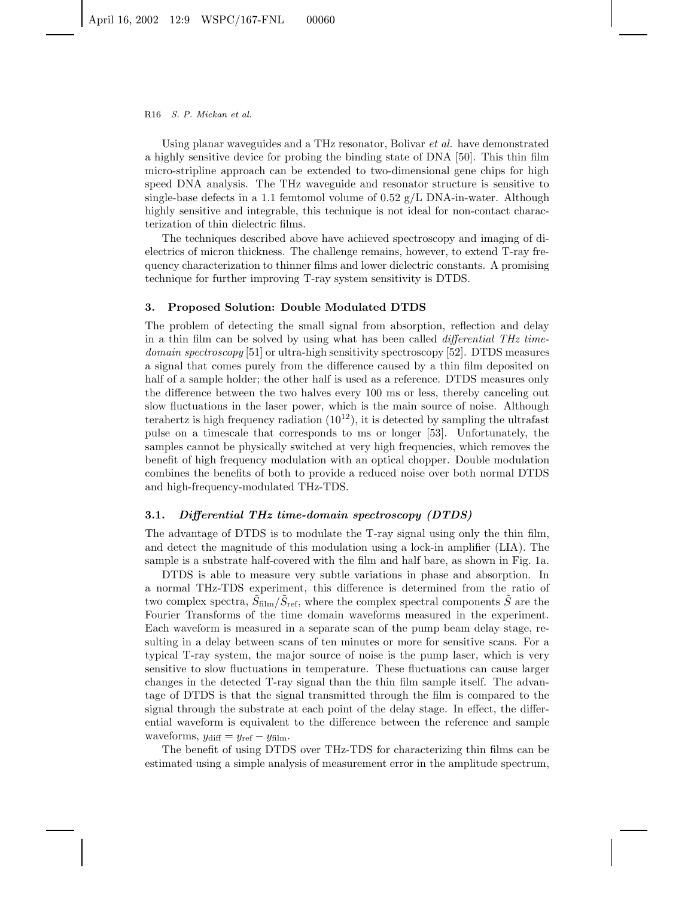Using planar waveguides and a THz resonator, Bolivar *et al.* have demonstrated a highly sensitive device for probing the binding state of DNA [50]. This thin film micro-stripline approach can be extended to two-dimensional gene chips for high speed DNA analysis. The THz waveguide and resonator structure is sensitive to single-base defects in a 1.1 femtomol volume of 0.52 g/L DNA-in-water. Although highly sensitive and integrable, this technique is not ideal for non-contact characterization of thin dielectric films.

The techniques described above have achieved spectroscopy and imaging of dielectrics of micron thickness. The challenge remains, however, to extend T-ray frequency characterization to thinner films and lower dielectric constants. A promising technique for further improving T-ray system sensitivity is DTDS.

## 3. Proposed Solution: Double Modulated DTDS

The problem of detecting the small signal from absorption, reflection and delay in a thin film can be solved by using what has been called *differential THz time-domain spectroscopy* [51] or ultra-high sensitivity spectroscopy [52]. DTDS measures a signal that comes purely from the difference caused by a thin film deposited on half of a sample holder; the other half is used as a reference. DTDS measures only the difference between the two halves every 100 ms or less, thereby canceling out slow fluctuations in the laser power, which is the main source of noise. Although terahertz is high frequency radiation ($10^{12}$), it is detected by sampling the ultrafast pulse on a timescale that corresponds to ms or longer [53]. Unfortunately, the samples cannot be physically switched at very high frequencies, which removes the benefit of high frequency modulation with an optical chopper. Double modulation combines the benefits of both to provide a reduced noise over both normal DTDS and high-frequency-modulated THz-TDS.

### 3.1. *Differential THz time-domain spectroscopy (DTDS)*

The advantage of DTDS is to modulate the T-ray signal using only the thin film, and detect the magnitude of this modulation using a lock-in amplifier (LIA). The sample is a substrate half-covered with the film and half bare, as shown in Fig. 1a.

DTDS is able to measure very subtle variations in phase and absorption. In a normal THz-TDS experiment, this difference is determined from the ratio of two complex spectra, $\tilde{S}_{\rm film}/\tilde{S}_{\rm ref}$, where the complex spectral components $\tilde{S}$ are the Fourier Transforms of the time domain waveforms measured in the experiment. Each waveform is measured in a separate scan of the pump beam delay stage, resulting in a delay between scans of ten minutes or more for sensitive scans. For a typical T-ray system, the major source of noise is the pump laser, which is very sensitive to slow fluctuations in temperature. These fluctuations can cause larger changes in the detected T-ray signal than the thin film sample itself. The advantage of DTDS is that the signal transmitted through the film is compared to the signal through the substrate at each point of the delay stage. In effect, the differential waveform is equivalent to the difference between the reference and sample waveforms, $y_{\rm diff} = y_{\rm ref} - y_{\rm film}$.

The benefit of using DTDS over THz-TDS for characterizing thin films can be estimated using a simple analysis of measurement error in the amplitude spectrum,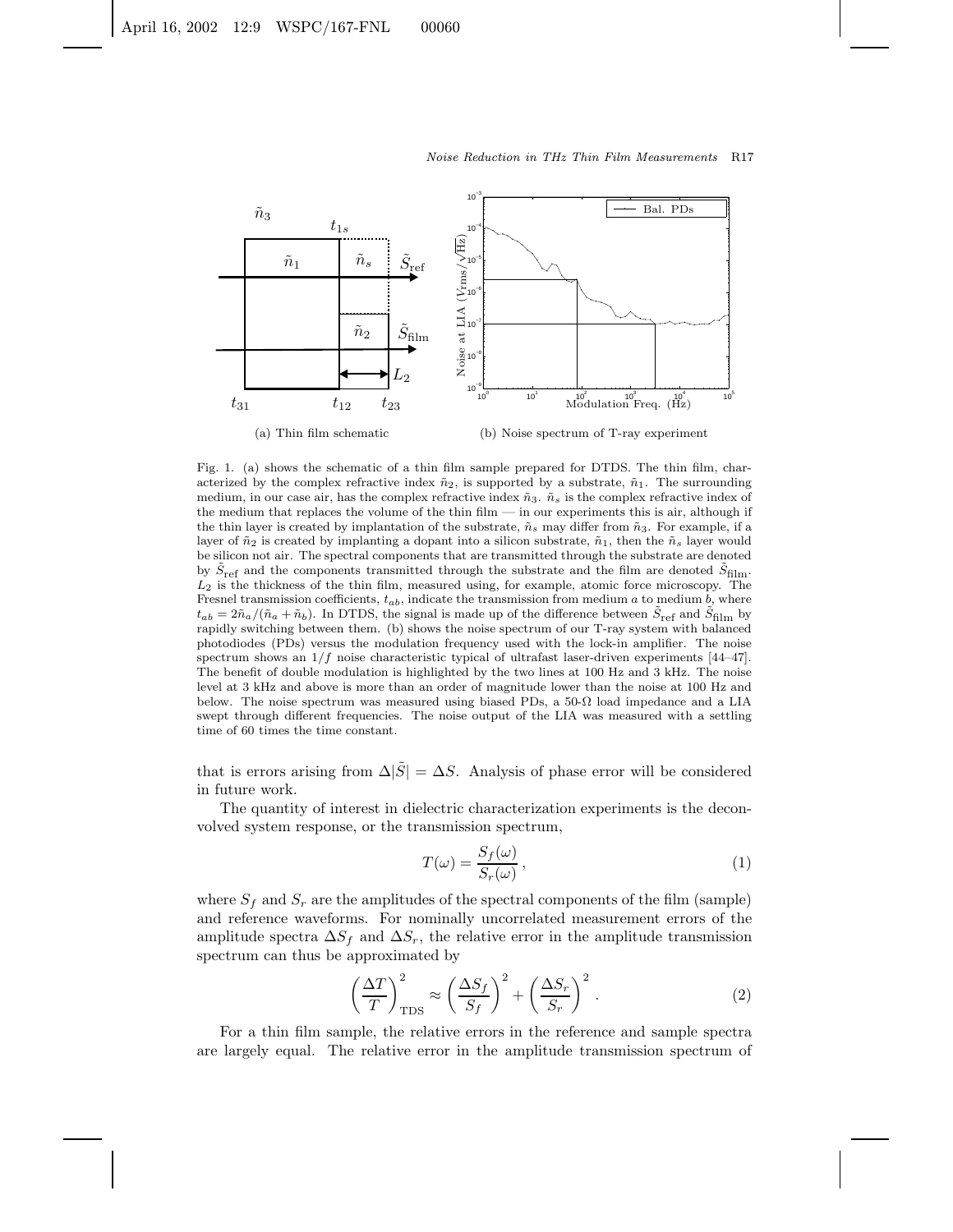(a) Thin film schematic

(b) Noise spectrum of T-ray experiment

Fig. 1. (a) shows the schematic of a thin film sample prepared for DTDS. The thin film, characterized by the complex refractive index $\tilde{n}_2$, is supported by a substrate, $\tilde{n}_1$. The surrounding medium, in our case air, has the complex refractive index $\tilde{n}_3$. $\tilde{n}_s$ is the complex refractive index of the medium that replaces the volume of the thin film — in our experiments this is air, although if the thin layer is created by implantation of the substrate, $\tilde{n}_s$ may differ from $\tilde{n}_3$. For example, if a layer of $\tilde{n}_2$ is created by implanting a dopant into a silicon substrate, $\tilde{n}_1$, then the $\tilde{n}_s$ layer would be silicon not air. The spectral components that are transmitted through the substrate are denoted by $\tilde{S}_{\text{ref}}$ and the components transmitted through the substrate and the film are denoted $\tilde{S}_{\text{film}}$. $L_2$ is the thickness of the thin film, measured using, for example, atomic force microscopy. The Fresnel transmission coefficients, $t_{ab}$, indicate the transmission from medium $a$ to medium $b$, where $t_{ab} = 2\tilde{n}_a/(\tilde{n}_a + \tilde{n}_b)$. In DTDS, the signal is made up of the difference between $\tilde{S}_{\text{ref}}$ and $\tilde{S}_{\text{film}}$ by rapidly switching between them. (b) shows the noise spectrum of our T-ray system with balanced photodiodes (PDs) versus the modulation frequency used with the lock-in amplifier. The noise spectrum shows an $1/f$ noise characteristic typical of ultrafast laser-driven experiments [44–47]. The benefit of double modulation is highlighted by the two lines at 100 Hz and 3 kHz. The noise level at 3 kHz and above is more than an order of magnitude lower than the noise at 100 Hz and below. The noise spectrum was measured using biased PDs, a 50-Ω load impedance and a LIA swept through different frequencies. The noise output of the LIA was measured with a settling time of 60 times the time constant.

that is errors arising from $\Delta|\tilde{S}| = \Delta S$. Analysis of phase error will be considered in future work.

The quantity of interest in dielectric characterization experiments is the deconvolved system response, or the transmission spectrum,

$$T(\omega) = \frac{S_f(\omega)}{S_r(\omega)}\,, \tag{1}$$

where $S_f$ and $S_r$ are the amplitudes of the spectral components of the film (sample) and reference waveforms. For nominally uncorrelated measurement errors of the amplitude spectra $\Delta S_f$ and $\Delta S_r$, the relative error in the amplitude transmission spectrum can thus be approximated by

$$\left(\frac{\Delta T}{T}\right)^2_{\text{TDS}} \approx \left(\frac{\Delta S_f}{S_f}\right)^2 + \left(\frac{\Delta S_r}{S_r}\right)^2\,. \tag{2}$$

For a thin film sample, the relative errors in the reference and sample spectra are largely equal. The relative error in the amplitude transmission spectrum of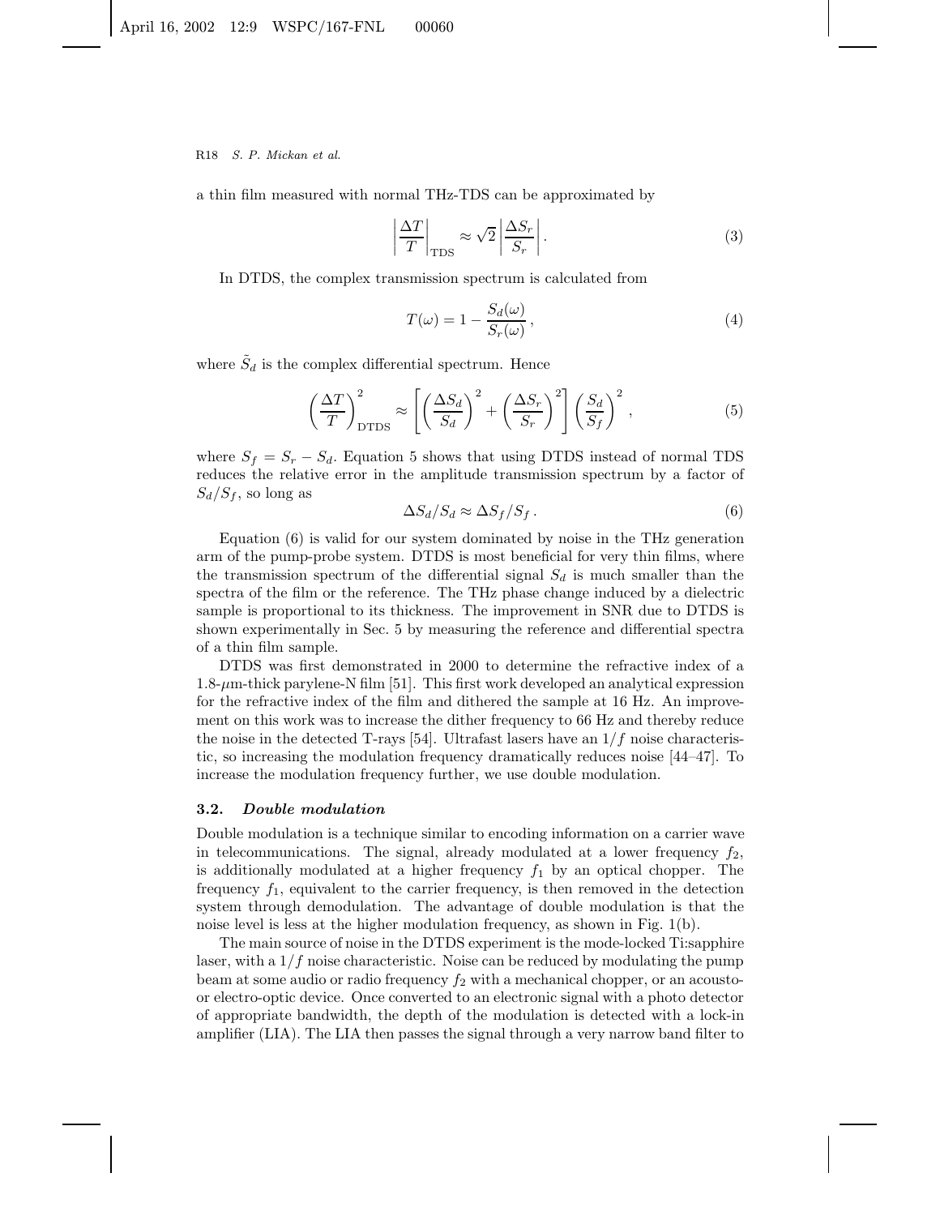a thin film measured with normal THz-TDS can be approximated by

$$\left|\frac{\Delta T}{T}\right|_{\mathrm{TDS}} \approx \sqrt{2}\left|\frac{\Delta S_r}{S_r}\right|. \tag{3}$$

In DTDS, the complex transmission spectrum is calculated from

$$T(\omega) = 1 - \frac{S_d(\omega)}{S_r(\omega)}, \tag{4}$$

where $\tilde{S}_d$ is the complex differential spectrum. Hence

$$\left(\frac{\Delta T}{T}\right)^2_{\mathrm{DTDS}} \approx \left[\left(\frac{\Delta S_d}{S_d}\right)^2 + \left(\frac{\Delta S_r}{S_r}\right)^2\right]\left(\frac{S_d}{S_f}\right)^2, \tag{5}$$

where $S_f = S_r - S_d$. Equation 5 shows that using DTDS instead of normal TDS reduces the relative error in the amplitude transmission spectrum by a factor of $S_d/S_f$, so long as

$$\Delta S_d/S_d \approx \Delta S_f/S_f\,. \tag{6}$$

Equation (6) is valid for our system dominated by noise in the THz generation arm of the pump-probe system. DTDS is most beneficial for very thin films, where the transmission spectrum of the differential signal $S_d$ is much smaller than the spectra of the film or the reference. The THz phase change induced by a dielectric sample is proportional to its thickness. The improvement in SNR due to DTDS is shown experimentally in Sec. 5 by measuring the reference and differential spectra of a thin film sample.

DTDS was first demonstrated in 2000 to determine the refractive index of a 1.8-$\mu$m-thick parylene-N film [51]. This first work developed an analytical expression for the refractive index of the film and dithered the sample at 16 Hz. An improvement on this work was to increase the dither frequency to 66 Hz and thereby reduce the noise in the detected T-rays [54]. Ultrafast lasers have an $1/f$ noise characteristic, so increasing the modulation frequency dramatically reduces noise [44–47]. To increase the modulation frequency further, we use double modulation.

### 3.2. *Double modulation*

Double modulation is a technique similar to encoding information on a carrier wave in telecommunications. The signal, already modulated at a lower frequency $f_2$, is additionally modulated at a higher frequency $f_1$ by an optical chopper. The frequency $f_1$, equivalent to the carrier frequency, is then removed in the detection system through demodulation. The advantage of double modulation is that the noise level is less at the higher modulation frequency, as shown in Fig. 1(b).

The main source of noise in the DTDS experiment is the mode-locked Ti:sapphire laser, with a $1/f$ noise characteristic. Noise can be reduced by modulating the pump beam at some audio or radio frequency $f_2$ with a mechanical chopper, or an acousto- or electro-optic device. Once converted to an electronic signal with a photo detector of appropriate bandwidth, the depth of the modulation is detected with a lock-in amplifier (LIA). The LIA then passes the signal through a very narrow band filter to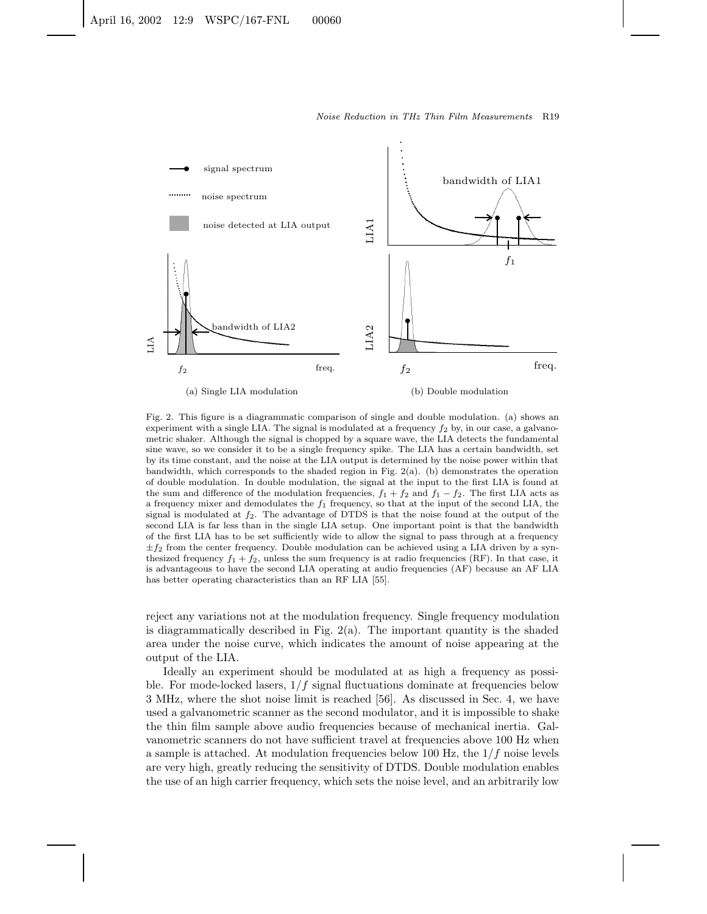Fig. 2. This figure is a diagrammatic comparison of single and double modulation. (a) shows an experiment with a single LIA. The signal is modulated at a frequency $f_2$ by, in our case, a galvanometric shaker. Although the signal is chopped by a square wave, the LIA detects the fundamental sine wave, so we consider it to be a single frequency spike. The LIA has a certain bandwidth, set by its time constant, and the noise at the LIA output is determined by the noise power within that bandwidth, which corresponds to the shaded region in Fig. 2(a). (b) demonstrates the operation of double modulation. In double modulation, the signal at the input to the first LIA is found at the sum and difference of the modulation frequencies, $f_1 + f_2$ and $f_1 - f_2$. The first LIA acts as a frequency mixer and demodulates the $f_1$ frequency, so that at the input of the second LIA, the signal is modulated at $f_2$. The advantage of DTDS is that the noise found at the output of the second LIA is far less than in the single LIA setup. One important point is that the bandwidth of the first LIA has to be set sufficiently wide to allow the signal to pass through at a frequency $\pm f_2$ from the center frequency. Double modulation can be achieved using a LIA driven by a synthesized frequency $f_1 + f_2$, unless the sum frequency is at radio frequencies (RF). In that case, it is advantageous to have the second LIA operating at audio frequencies (AF) because an AF LIA has better operating characteristics than an RF LIA [55].

reject any variations not at the modulation frequency. Single frequency modulation is diagrammatically described in Fig. 2(a). The important quantity is the shaded area under the noise curve, which indicates the amount of noise appearing at the output of the LIA.

Ideally an experiment should be modulated at as high a frequency as possible. For mode-locked lasers, $1/f$ signal fluctuations dominate at frequencies below 3 MHz, where the shot noise limit is reached [56]. As discussed in Sec. 4, we have used a galvanometric scanner as the second modulator, and it is impossible to shake the thin film sample above audio frequencies because of mechanical inertia. Galvanometric scanners do not have sufficient travel at frequencies above 100 Hz when a sample is attached. At modulation frequencies below 100 Hz, the $1/f$ noise levels are very high, greatly reducing the sensitivity of DTDS. Double modulation enables the use of an high carrier frequency, which sets the noise level, and an arbitrarily low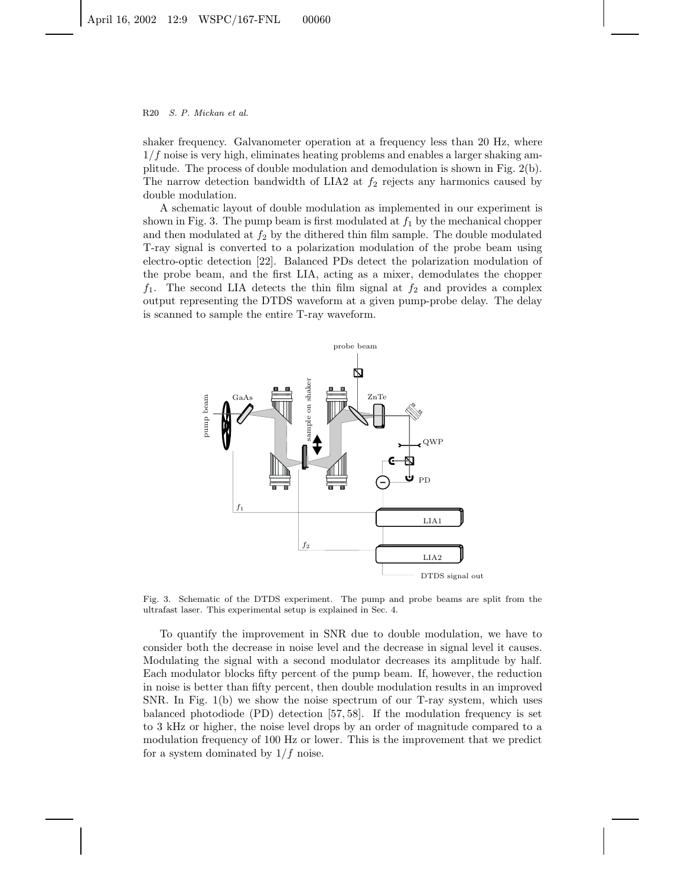shaker frequency. Galvanometer operation at a frequency less than 20 Hz, where $1/f$ noise is very high, eliminates heating problems and enables a larger shaking amplitude. The process of double modulation and demodulation is shown in Fig. 2(b). The narrow detection bandwidth of LIA2 at $f_2$ rejects any harmonics caused by double modulation.

A schematic layout of double modulation as implemented in our experiment is shown in Fig. 3. The pump beam is first modulated at $f_1$ by the mechanical chopper and then modulated at $f_2$ by the dithered thin film sample. The double modulated T-ray signal is converted to a polarization modulation of the probe beam using electro-optic detection [22]. Balanced PDs detect the polarization modulation of the probe beam, and the first LIA, acting as a mixer, demodulates the chopper $f_1$. The second LIA detects the thin film signal at $f_2$ and provides a complex output representing the DTDS waveform at a given pump-probe delay. The delay is scanned to sample the entire T-ray waveform.

Fig. 3. Schematic of the DTDS experiment. The pump and probe beams are split from the ultrafast laser. This experimental setup is explained in Sec. 4.

To quantify the improvement in SNR due to double modulation, we have to consider both the decrease in noise level and the decrease in signal level it causes. Modulating the signal with a second modulator decreases its amplitude by half. Each modulator blocks fifty percent of the pump beam. If, however, the reduction in noise is better than fifty percent, then double modulation results in an improved SNR. In Fig. 1(b) we show the noise spectrum of our T-ray system, which uses balanced photodiode (PD) detection [57, 58]. If the modulation frequency is set to 3 kHz or higher, the noise level drops by an order of magnitude compared to a modulation frequency of 100 Hz or lower. This is the improvement that we predict for a system dominated by $1/f$ noise.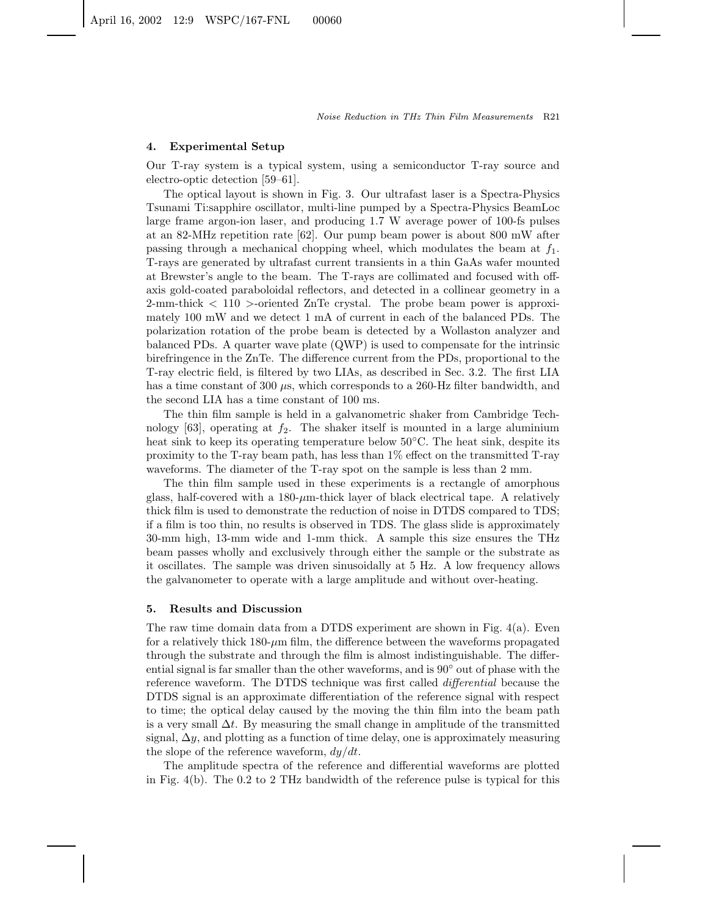## 4. Experimental Setup

Our T-ray system is a typical system, using a semiconductor T-ray source and electro-optic detection [59–61].

The optical layout is shown in Fig. 3. Our ultrafast laser is a Spectra-Physics Tsunami Ti:sapphire oscillator, multi-line pumped by a Spectra-Physics BeamLoc large frame argon-ion laser, and producing 1.7 W average power of 100-fs pulses at an 82-MHz repetition rate [62]. Our pump beam power is about 800 mW after passing through a mechanical chopping wheel, which modulates the beam at $f_1$. T-rays are generated by ultrafast current transients in a thin GaAs wafer mounted at Brewster's angle to the beam. The T-rays are collimated and focused with off-axis gold-coated paraboloidal reflectors, and detected in a collinear geometry in a 2-mm-thick $< 110 >$-oriented ZnTe crystal. The probe beam power is approximately 100 mW and we detect 1 mA of current in each of the balanced PDs. The polarization rotation of the probe beam is detected by a Wollaston analyzer and balanced PDs. A quarter wave plate (QWP) is used to compensate for the intrinsic birefringence in the ZnTe. The difference current from the PDs, proportional to the T-ray electric field, is filtered by two LIAs, as described in Sec. 3.2. The first LIA has a time constant of 300 $\mu$s, which corresponds to a 260-Hz filter bandwidth, and the second LIA has a time constant of 100 ms.

The thin film sample is held in a galvanometric shaker from Cambridge Technology [63], operating at $f_2$. The shaker itself is mounted in a large aluminium heat sink to keep its operating temperature below 50°C. The heat sink, despite its proximity to the T-ray beam path, has less than 1% effect on the transmitted T-ray waveforms. The diameter of the T-ray spot on the sample is less than 2 mm.

The thin film sample used in these experiments is a rectangle of amorphous glass, half-covered with a 180-$\mu$m-thick layer of black electrical tape. A relatively thick film is used to demonstrate the reduction of noise in DTDS compared to TDS; if a film is too thin, no results is observed in TDS. The glass slide is approximately 30-mm high, 13-mm wide and 1-mm thick. A sample this size ensures the THz beam passes wholly and exclusively through either the sample or the substrate as it oscillates. The sample was driven sinusoidally at 5 Hz. A low frequency allows the galvanometer to operate with a large amplitude and without over-heating.

## 5. Results and Discussion

The raw time domain data from a DTDS experiment are shown in Fig. 4(a). Even for a relatively thick 180-$\mu$m film, the difference between the waveforms propagated through the substrate and through the film is almost indistinguishable. The differential signal is far smaller than the other waveforms, and is 90° out of phase with the reference waveform. The DTDS technique was first called *differential* because the DTDS signal is an approximate differentiation of the reference signal with respect to time; the optical delay caused by the moving the thin film into the beam path is a very small $\Delta t$. By measuring the small change in amplitude of the transmitted signal, $\Delta y$, and plotting as a function of time delay, one is approximately measuring the slope of the reference waveform, $dy/dt$.

The amplitude spectra of the reference and differential waveforms are plotted in Fig. 4(b). The 0.2 to 2 THz bandwidth of the reference pulse is typical for this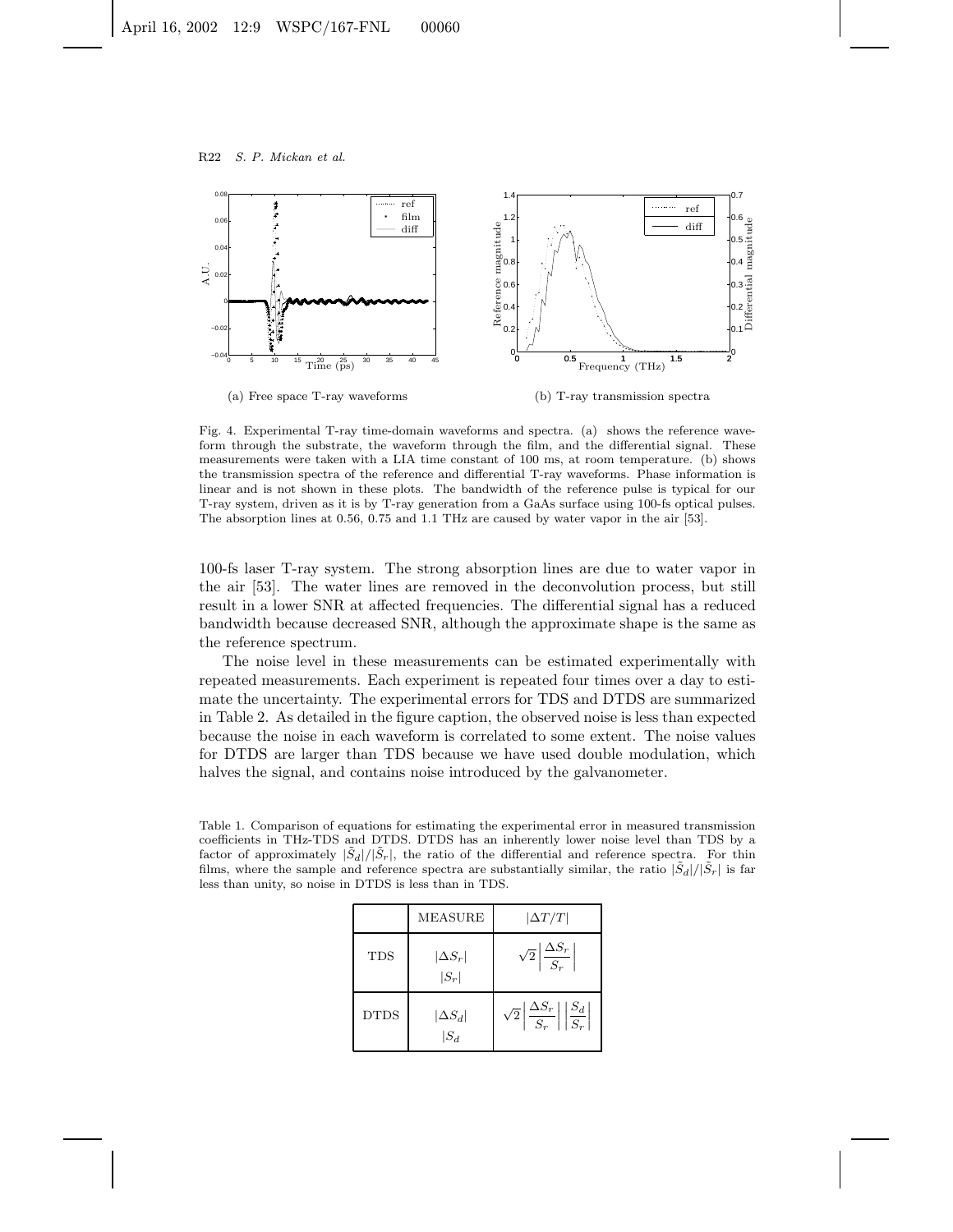(a) Free space T-ray waveforms

(b) T-ray transmission spectra

Fig. 4. Experimental T-ray time-domain waveforms and spectra. (a) shows the reference waveform through the substrate, the waveform through the film, and the differential signal. These measurements were taken with a LIA time constant of 100 ms, at room temperature. (b) shows the transmission spectra of the reference and differential T-ray waveforms. Phase information is linear and is not shown in these plots. The bandwidth of the reference pulse is typical for our T-ray system, driven as it is by T-ray generation from a GaAs surface using 100-fs optical pulses. The absorption lines at 0.56, 0.75 and 1.1 THz are caused by water vapor in the air [53].

100-fs laser T-ray system. The strong absorption lines are due to water vapor in the air [53]. The water lines are removed in the deconvolution process, but still result in a lower SNR at affected frequencies. The differential signal has a reduced bandwidth because decreased SNR, although the approximate shape is the same as the reference spectrum.

The noise level in these measurements can be estimated experimentally with repeated measurements. Each experiment is repeated four times over a day to estimate the uncertainty. The experimental errors for TDS and DTDS are summarized in Table 2. As detailed in the figure caption, the observed noise is less than expected because the noise in each waveform is correlated to some extent. The noise values for DTDS are larger than TDS because we have used double modulation, which halves the signal, and contains noise introduced by the galvanometer.

Table 1. Comparison of equations for estimating the experimental error in measured transmission coefficients in THz-TDS and DTDS. DTDS has an inherently lower noise level than TDS by a factor of approximately $|\tilde{S}_d|/|\tilde{S}_r|$, the ratio of the differential and reference spectra. For thin films, where the sample and reference spectra are substantially similar, the ratio $|\tilde{S}_d|/|\tilde{S}_r|$ is far less than unity, so noise in DTDS is less than in TDS.

| | MEASURE | $\|\Delta T/T\|$ |
|---|---|---|
| TDS | $\|\Delta S_r\|$ <br> $\|S_r\|$ | $\sqrt{2}\left\|\frac{\Delta S_r}{S_r}\right\|$ |
| DTDS | $\|\Delta S_d\|$ <br> $\|S_d\|$ | $\sqrt{2}\left\|\frac{\Delta S_r}{S_r}\right\| \left\|\frac{S_d}{S_r}\right\|$ |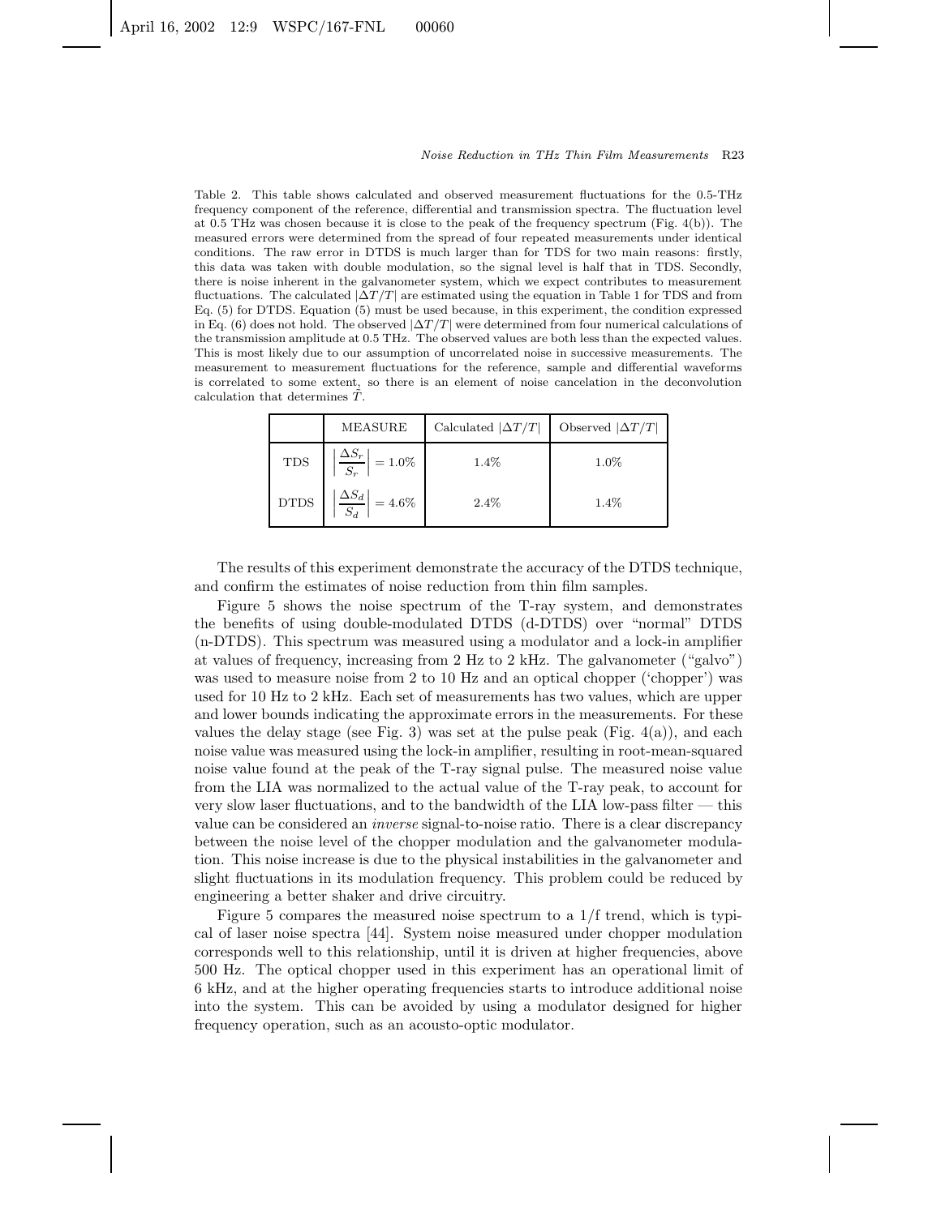Table 2. This table shows calculated and observed measurement fluctuations for the 0.5-THz frequency component of the reference, differential and transmission spectra. The fluctuation level at 0.5 THz was chosen because it is close to the peak of the frequency spectrum (Fig. 4(b)). The measured errors were determined from the spread of four repeated measurements under identical conditions. The raw error in DTDS is much larger than for TDS for two main reasons: firstly, this data was taken with double modulation, so the signal level is half that in TDS. Secondly, there is noise inherent in the galvanometer system, which we expect contributes to measurement fluctuations. The calculated $|\Delta T/T|$ are estimated using the equation in Table 1 for TDS and from Eq. (5) for DTDS. Equation (5) must be used because, in this experiment, the condition expressed in Eq. (6) does not hold. The observed $|\Delta T/T|$ were determined from four numerical calculations of the transmission amplitude at 0.5 THz. The observed values are both less than the expected values. This is most likely due to our assumption of uncorrelated noise in successive measurements. The measurement to measurement fluctuations for the reference, sample and differential waveforms is correlated to some extent, so there is an element of noise cancelation in the deconvolution calculation that determines $\hat{T}$.

| | MEASURE | Calculated $\lvert\Delta T/T\rvert$ | Observed $\lvert\Delta T/T\rvert$ |
|---|---|---|---|
| TDS | $\left\lvert\dfrac{\Delta S_r}{S_r}\right\rvert = 1.0\%$ | 1.4% | 1.0% |
| DTDS | $\left\lvert\dfrac{\Delta S_d}{S_d}\right\rvert = 4.6\%$ | 2.4% | 1.4% |

The results of this experiment demonstrate the accuracy of the DTDS technique, and confirm the estimates of noise reduction from thin film samples.

Figure 5 shows the noise spectrum of the T-ray system, and demonstrates the benefits of using double-modulated DTDS (d-DTDS) over "normal" DTDS (n-DTDS). This spectrum was measured using a modulator and a lock-in amplifier at values of frequency, increasing from 2 Hz to 2 kHz. The galvanometer ("galvo") was used to measure noise from 2 to 10 Hz and an optical chopper ('chopper') was used for 10 Hz to 2 kHz. Each set of measurements has two values, which are upper and lower bounds indicating the approximate errors in the measurements. For these values the delay stage (see Fig. 3) was set at the pulse peak (Fig. 4(a)), and each noise value was measured using the lock-in amplifier, resulting in root-mean-squared noise value found at the peak of the T-ray signal pulse. The measured noise value from the LIA was normalized to the actual value of the T-ray peak, to account for very slow laser fluctuations, and to the bandwidth of the LIA low-pass filter — this value can be considered an *inverse* signal-to-noise ratio. There is a clear discrepancy between the noise level of the chopper modulation and the galvanometer modulation. This noise increase is due to the physical instabilities in the galvanometer and slight fluctuations in its modulation frequency. This problem could be reduced by engineering a better shaker and drive circuitry.

Figure 5 compares the measured noise spectrum to a 1/f trend, which is typical of laser noise spectra [44]. System noise measured under chopper modulation corresponds well to this relationship, until it is driven at higher frequencies, above 500 Hz. The optical chopper used in this experiment has an operational limit of 6 kHz, and at the higher operating frequencies starts to introduce additional noise into the system. This can be avoided by using a modulator designed for higher frequency operation, such as an acousto-optic modulator.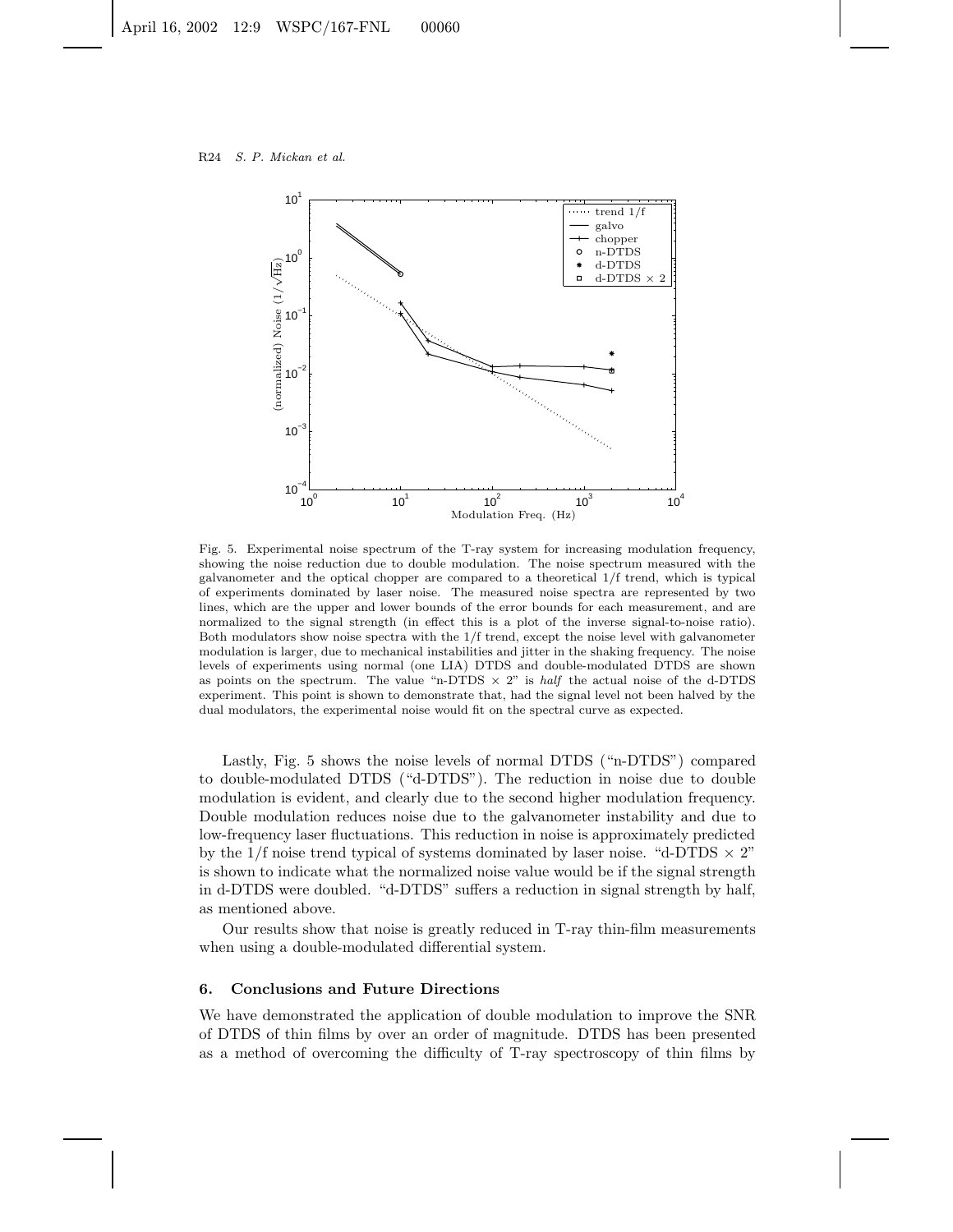Fig. 5. Experimental noise spectrum of the T-ray system for increasing modulation frequency, showing the noise reduction due to double modulation. The noise spectrum measured with the galvanometer and the optical chopper are compared to a theoretical 1/f trend, which is typical of experiments dominated by laser noise. The measured noise spectra are represented by two lines, which are the upper and lower bounds of the error bounds for each measurement, and are normalized to the signal strength (in effect this is a plot of the inverse signal-to-noise ratio). Both modulators show noise spectra with the 1/f trend, except the noise level with galvanometer modulation is larger, due to mechanical instabilities and jitter in the shaking frequency. The noise levels of experiments using normal (one LIA) DTDS and double-modulated DTDS are shown as points on the spectrum. The value "n-DTDS × 2" is *half* the actual noise of the d-DTDS experiment. This point is shown to demonstrate that, had the signal level not been halved by the dual modulators, the experimental noise would fit on the spectral curve as expected.

Lastly, Fig. 5 shows the noise levels of normal DTDS ("n-DTDS") compared to double-modulated DTDS ("d-DTDS"). The reduction in noise due to double modulation is evident, and clearly due to the second higher modulation frequency. Double modulation reduces noise due to the galvanometer instability and due to low-frequency laser fluctuations. This reduction in noise is approximately predicted by the 1/f noise trend typical of systems dominated by laser noise. "d-DTDS × 2" is shown to indicate what the normalized noise value would be if the signal strength in d-DTDS were doubled. "d-DTDS" suffers a reduction in signal strength by half, as mentioned above.

Our results show that noise is greatly reduced in T-ray thin-film measurements when using a double-modulated differential system.

## 6. Conclusions and Future Directions

We have demonstrated the application of double modulation to improve the SNR of DTDS of thin films by over an order of magnitude. DTDS has been presented as a method of overcoming the difficulty of T-ray spectroscopy of thin films by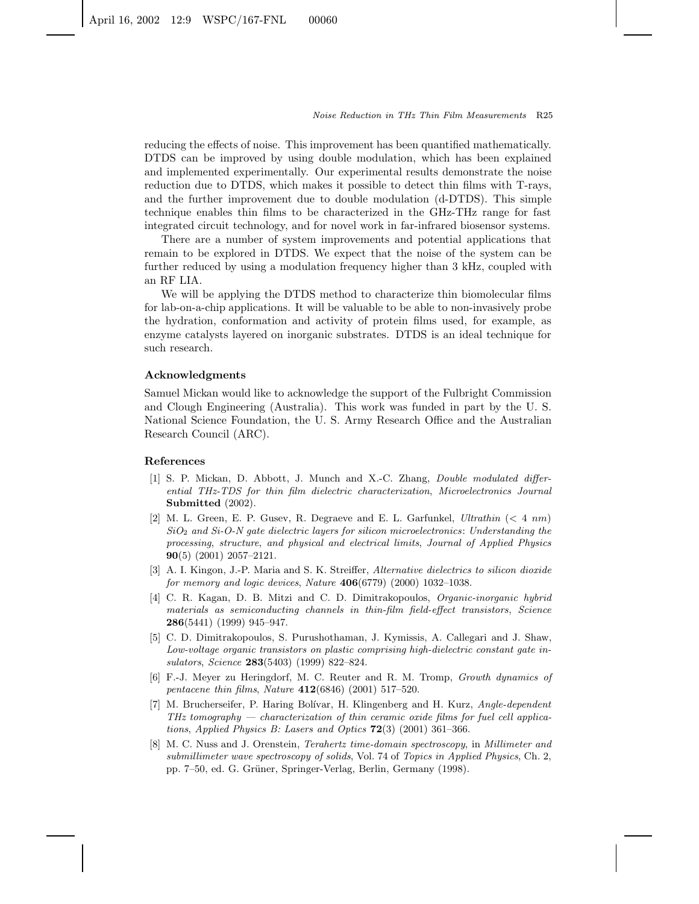reducing the effects of noise. This improvement has been quantified mathematically. DTDS can be improved by using double modulation, which has been explained and implemented experimentally. Our experimental results demonstrate the noise reduction due to DTDS, which makes it possible to detect thin films with T-rays, and the further improvement due to double modulation (d-DTDS). This simple technique enables thin films to be characterized in the GHz-THz range for fast integrated circuit technology, and for novel work in far-infrared biosensor systems.

There are a number of system improvements and potential applications that remain to be explored in DTDS. We expect that the noise of the system can be further reduced by using a modulation frequency higher than 3 kHz, coupled with an RF LIA.

We will be applying the DTDS method to characterize thin biomolecular films for lab-on-a-chip applications. It will be valuable to be able to non-invasively probe the hydration, conformation and activity of protein films used, for example, as enzyme catalysts layered on inorganic substrates. DTDS is an ideal technique for such research.

### Acknowledgments

Samuel Mickan would like to acknowledge the support of the Fulbright Commission and Clough Engineering (Australia). This work was funded in part by the U. S. National Science Foundation, the U. S. Army Research Office and the Australian Research Council (ARC).

### References

[1] S. P. Mickan, D. Abbott, J. Munch and X.-C. Zhang, *Double modulated differential THz-TDS for thin film dielectric characterization*, *Microelectronics Journal* **Submitted** (2002).

[2] M. L. Green, E. P. Gusev, R. Degraeve and E. L. Garfunkel, *Ultrathin (< 4 nm) $SiO_2$ and Si-O-N gate dielectric layers for silicon microelectronics*: *Understanding the processing, structure, and physical and electrical limits*, *Journal of Applied Physics* **90**(5) (2001) 2057–2121.

[3] A. I. Kingon, J.-P. Maria and S. K. Streiffer, *Alternative dielectrics to silicon dioxide for memory and logic devices*, *Nature* **406**(6779) (2000) 1032–1038.

[4] C. R. Kagan, D. B. Mitzi and C. D. Dimitrakopoulos, *Organic-inorganic hybrid materials as semiconducting channels in thin-film field-effect transistors*, *Science* **286**(5441) (1999) 945–947.

[5] C. D. Dimitrakopoulos, S. Purushothaman, J. Kymissis, A. Callegari and J. Shaw, *Low-voltage organic transistors on plastic comprising high-dielectric constant gate insulators*, *Science* **283**(5403) (1999) 822–824.

[6] F.-J. Meyer zu Heringdorf, M. C. Reuter and R. M. Tromp, *Growth dynamics of pentacene thin films*, *Nature* **412**(6846) (2001) 517–520.

[7] M. Brucherseifer, P. Haring Bolívar, H. Klingenberg and H. Kurz, *Angle-dependent THz tomography — characterization of thin ceramic oxide films for fuel cell applications*, *Applied Physics B: Lasers and Optics* **72**(3) (2001) 361–366.

[8] M. C. Nuss and J. Orenstein, *Terahertz time-domain spectroscopy*, in *Millimeter and submillimeter wave spectroscopy of solids*, Vol. 74 of *Topics in Applied Physics*, Ch. 2, pp. 7–50, ed. G. Grüner, Springer-Verlag, Berlin, Germany (1998).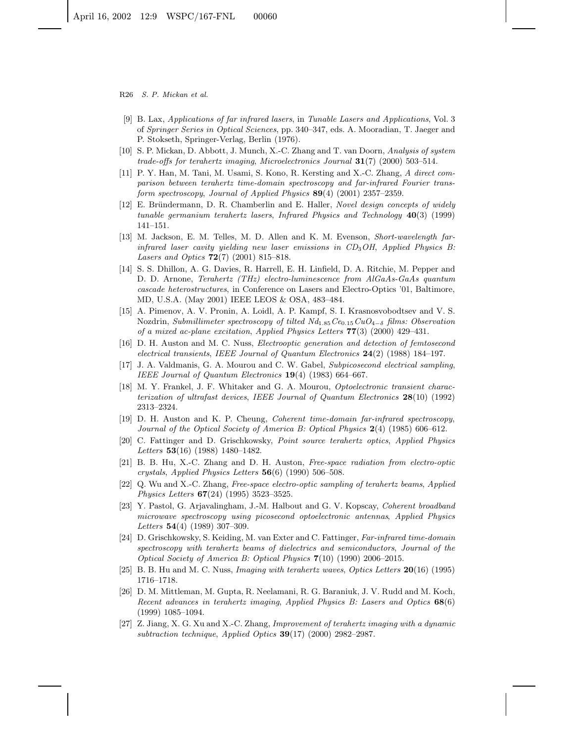[9] B. Lax, *Applications of far infrared lasers*, in *Tunable Lasers and Applications*, Vol. 3 of *Springer Series in Optical Sciences*, pp. 340–347, eds. A. Mooradian, T. Jaeger and P. Stokseth, Springer-Verlag, Berlin (1976).

[10] S. P. Mickan, D. Abbott, J. Munch, X.-C. Zhang and T. van Doorn, *Analysis of system trade-offs for terahertz imaging*, *Microelectronics Journal* **31**(7) (2000) 503–514.

[11] P. Y. Han, M. Tani, M. Usami, S. Kono, R. Kersting and X.-C. Zhang, *A direct comparison between terahertz time-domain spectroscopy and far-infrared Fourier transform spectroscopy*, *Journal of Applied Physics* **89**(4) (2001) 2357–2359.

[12] E. Bründermann, D. R. Chamberlin and E. Haller, *Novel design concepts of widely tunable germanium terahertz lasers*, *Infrared Physics and Technology* **40**(3) (1999) 141–151.

[13] M. Jackson, E. M. Telles, M. D. Allen and K. M. Evenson, *Short-wavelength far-infrared laser cavity yielding new laser emissions in $CD_3OH$*, *Applied Physics B: Lasers and Optics* **72**(7) (2001) 815–818.

[14] S. S. Dhillon, A. G. Davies, R. Harrell, E. H. Linfield, D. A. Ritchie, M. Pepper and D. D. Arnone, *Terahertz (THz) electro-luminescence from AlGaAs-GaAs quantum cascade heterostructures*, in Conference on Lasers and Electro-Optics '01, Baltimore, MD, U.S.A. (May 2001) IEEE LEOS & OSA, 483–484.

[15] A. Pimenov, A. V. Pronin, A. Loidl, A. P. Kampf, S. I. Krasnosvobodtsev and V. S. Nozdrin, *Submillimeter spectroscopy of tilted $Nd_{1.85}Ce_{0.15}CuO_{4-\delta}$ films: Observation of a mixed ac-plane excitation*, *Applied Physics Letters* **77**(3) (2000) 429–431.

[16] D. H. Auston and M. C. Nuss, *Electrooptic generation and detection of femtosecond electrical transients*, *IEEE Journal of Quantum Electronics* **24**(2) (1988) 184–197.

[17] J. A. Valdmanis, G. A. Mourou and C. W. Gabel, *Subpicosecond electrical sampling*, *IEEE Journal of Quantum Electronics* **19**(4) (1983) 664–667.

[18] M. Y. Frankel, J. F. Whitaker and G. A. Mourou, *Optoelectronic transient characterization of ultrafast devices*, *IEEE Journal of Quantum Electronics* **28**(10) (1992) 2313–2324.

[19] D. H. Auston and K. P. Cheung, *Coherent time-domain far-infrared spectroscopy*, *Journal of the Optical Society of America B: Optical Physics* **2**(4) (1985) 606–612.

[20] C. Fattinger and D. Grischkowsky, *Point source terahertz optics*, *Applied Physics Letters* **53**(16) (1988) 1480–1482.

[21] B. B. Hu, X.-C. Zhang and D. H. Auston, *Free-space radiation from electro-optic crystals*, *Applied Physics Letters* **56**(6) (1990) 506–508.

[22] Q. Wu and X.-C. Zhang, *Free-space electro-optic sampling of terahertz beams*, *Applied Physics Letters* **67**(24) (1995) 3523–3525.

[23] Y. Pastol, G. Arjavalingham, J.-M. Halbout and G. V. Kopscay, *Coherent broadband microwave spectroscopy using picosecond optoelectronic antennas*, *Applied Physics Letters* **54**(4) (1989) 307–309.

[24] D. Grischkowsky, S. Keiding, M. van Exter and C. Fattinger, *Far-infrared time-domain spectroscopy with terahertz beams of dielectrics and semiconductors*, *Journal of the Optical Society of America B: Optical Physics* **7**(10) (1990) 2006–2015.

[25] B. B. Hu and M. C. Nuss, *Imaging with terahertz waves*, *Optics Letters* **20**(16) (1995) 1716–1718.

[26] D. M. Mittleman, M. Gupta, R. Neelamani, R. G. Baraniuk, J. V. Rudd and M. Koch, *Recent advances in terahertz imaging*, *Applied Physics B: Lasers and Optics* **68**(6) (1999) 1085–1094.

[27] Z. Jiang, X. G. Xu and X.-C. Zhang, *Improvement of terahertz imaging with a dynamic subtraction technique*, *Applied Optics* **39**(17) (2000) 2982–2987.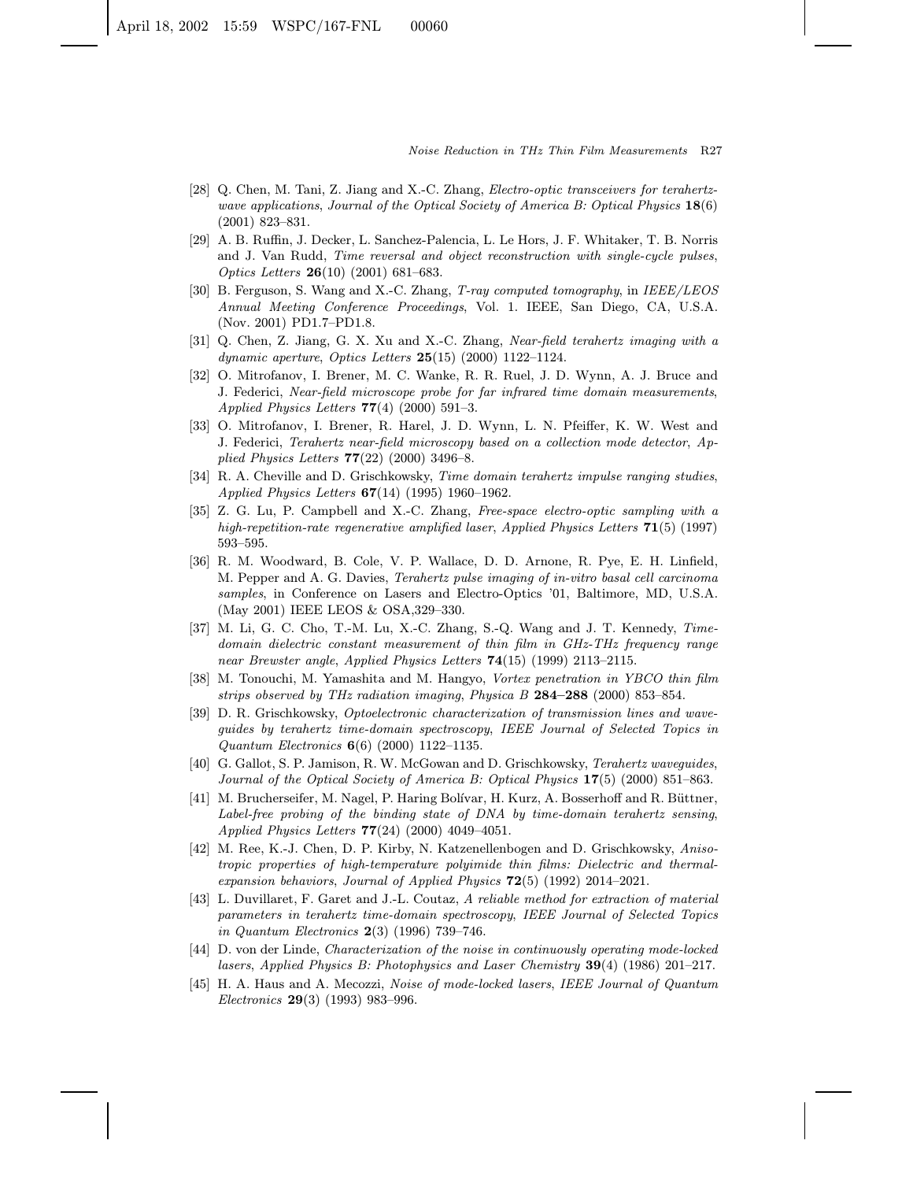[28] Q. Chen, M. Tani, Z. Jiang and X.-C. Zhang, *Electro-optic transceivers for terahertz-wave applications*, *Journal of the Optical Society of America B: Optical Physics* **18**(6) (2001) 823–831.

[29] A. B. Ruffin, J. Decker, L. Sanchez-Palencia, L. Le Hors, J. F. Whitaker, T. B. Norris and J. Van Rudd, *Time reversal and object reconstruction with single-cycle pulses*, *Optics Letters* **26**(10) (2001) 681–683.

[30] B. Ferguson, S. Wang and X.-C. Zhang, *T-ray computed tomography*, in *IEEE/LEOS Annual Meeting Conference Proceedings*, Vol. 1. IEEE, San Diego, CA, U.S.A. (Nov. 2001) PD1.7–PD1.8.

[31] Q. Chen, Z. Jiang, G. X. Xu and X.-C. Zhang, *Near-field terahertz imaging with a dynamic aperture*, *Optics Letters* **25**(15) (2000) 1122–1124.

[32] O. Mitrofanov, I. Brener, M. C. Wanke, R. R. Ruel, J. D. Wynn, A. J. Bruce and J. Federici, *Near-field microscope probe for far infrared time domain measurements*, *Applied Physics Letters* **77**(4) (2000) 591–3.

[33] O. Mitrofanov, I. Brener, R. Harel, J. D. Wynn, L. N. Pfeiffer, K. W. West and J. Federici, *Terahertz near-field microscopy based on a collection mode detector*, *Applied Physics Letters* **77**(22) (2000) 3496–8.

[34] R. A. Cheville and D. Grischkowsky, *Time domain terahertz impulse ranging studies*, *Applied Physics Letters* **67**(14) (1995) 1960–1962.

[35] Z. G. Lu, P. Campbell and X.-C. Zhang, *Free-space electro-optic sampling with a high-repetition-rate regenerative amplified laser*, *Applied Physics Letters* **71**(5) (1997) 593–595.

[36] R. M. Woodward, B. Cole, V. P. Wallace, D. D. Arnone, R. Pye, E. H. Linfield, M. Pepper and A. G. Davies, *Terahertz pulse imaging of in-vitro basal cell carcinoma samples*, in Conference on Lasers and Electro-Optics '01, Baltimore, MD, U.S.A. (May 2001) IEEE LEOS & OSA,329–330.

[37] M. Li, G. C. Cho, T.-M. Lu, X.-C. Zhang, S.-Q. Wang and J. T. Kennedy, *Time-domain dielectric constant measurement of thin film in GHz-THz frequency range near Brewster angle*, *Applied Physics Letters* **74**(15) (1999) 2113–2115.

[38] M. Tonouchi, M. Yamashita and M. Hangyo, *Vortex penetration in YBCO thin film strips observed by THz radiation imaging*, *Physica B* **284–288** (2000) 853–854.

[39] D. R. Grischkowsky, *Optoelectronic characterization of transmission lines and waveguides by terahertz time-domain spectroscopy*, *IEEE Journal of Selected Topics in Quantum Electronics* **6**(6) (2000) 1122–1135.

[40] G. Gallot, S. P. Jamison, R. W. McGowan and D. Grischkowsky, *Terahertz waveguides*, *Journal of the Optical Society of America B: Optical Physics* **17**(5) (2000) 851–863.

[41] M. Brucherseifer, M. Nagel, P. Haring Bolívar, H. Kurz, A. Bosserhoff and R. Büttner, *Label-free probing of the binding state of DNA by time-domain terahertz sensing*, *Applied Physics Letters* **77**(24) (2000) 4049–4051.

[42] M. Ree, K.-J. Chen, D. P. Kirby, N. Katzenellenbogen and D. Grischkowsky, *Anisotropic properties of high-temperature polyimide thin films: Dielectric and thermal-expansion behaviors*, *Journal of Applied Physics* **72**(5) (1992) 2014–2021.

[43] L. Duvillaret, F. Garet and J.-L. Coutaz, *A reliable method for extraction of material parameters in terahertz time-domain spectroscopy*, *IEEE Journal of Selected Topics in Quantum Electronics* **2**(3) (1996) 739–746.

[44] D. von der Linde, *Characterization of the noise in continuously operating mode-locked lasers*, *Applied Physics B: Photophysics and Laser Chemistry* **39**(4) (1986) 201–217.

[45] H. A. Haus and A. Mecozzi, *Noise of mode-locked lasers*, *IEEE Journal of Quantum Electronics* **29**(3) (1993) 983–996.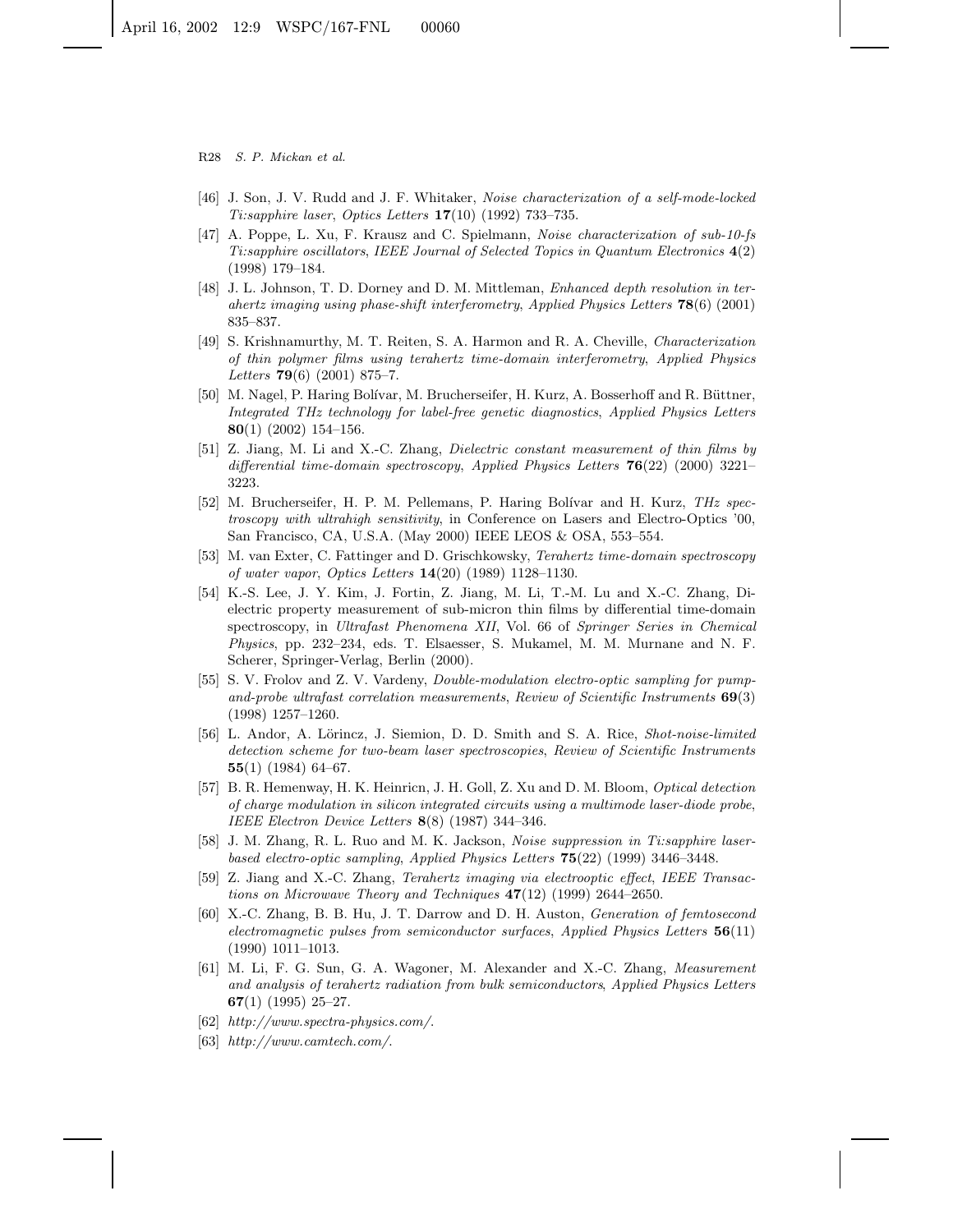[46] J. Son, J. V. Rudd and J. F. Whitaker, *Noise characterization of a self-mode-locked Ti:sapphire laser*, *Optics Letters* **17**(10) (1992) 733–735.

[47] A. Poppe, L. Xu, F. Krausz and C. Spielmann, *Noise characterization of sub-10-fs Ti:sapphire oscillators*, *IEEE Journal of Selected Topics in Quantum Electronics* **4**(2) (1998) 179–184.

[48] J. L. Johnson, T. D. Dorney and D. M. Mittleman, *Enhanced depth resolution in terahertz imaging using phase-shift interferometry*, *Applied Physics Letters* **78**(6) (2001) 835–837.

[49] S. Krishnamurthy, M. T. Reiten, S. A. Harmon and R. A. Cheville, *Characterization of thin polymer films using terahertz time-domain interferometry*, *Applied Physics Letters* **79**(6) (2001) 875–7.

[50] M. Nagel, P. Haring Bolívar, M. Brucherseifer, H. Kurz, A. Bosserhoff and R. Büttner, *Integrated THz technology for label-free genetic diagnostics*, *Applied Physics Letters* **80**(1) (2002) 154–156.

[51] Z. Jiang, M. Li and X.-C. Zhang, *Dielectric constant measurement of thin films by differential time-domain spectroscopy*, *Applied Physics Letters* **76**(22) (2000) 3221–3223.

[52] M. Brucherseifer, H. P. M. Pellemans, P. Haring Bolívar and H. Kurz, *THz spectroscopy with ultrahigh sensitivity*, in Conference on Lasers and Electro-Optics '00, San Francisco, CA, U.S.A. (May 2000) IEEE LEOS & OSA, 553–554.

[53] M. van Exter, C. Fattinger and D. Grischkowsky, *Terahertz time-domain spectroscopy of water vapor*, *Optics Letters* **14**(20) (1989) 1128–1130.

[54] K.-S. Lee, J. Y. Kim, J. Fortin, Z. Jiang, M. Li, T.-M. Lu and X.-C. Zhang, Dielectric property measurement of sub-micron thin films by differential time-domain spectroscopy, in *Ultrafast Phenomena XII*, Vol. 66 of *Springer Series in Chemical Physics*, pp. 232–234, eds. T. Elsaesser, S. Mukamel, M. M. Murnane and N. F. Scherer, Springer-Verlag, Berlin (2000).

[55] S. V. Frolov and Z. V. Vardeny, *Double-modulation electro-optic sampling for pump-and-probe ultrafast correlation measurements*, *Review of Scientific Instruments* **69**(3) (1998) 1257–1260.

[56] L. Andor, A. Lörincz, J. Siemion, D. D. Smith and S. A. Rice, *Shot-noise-limited detection scheme for two-beam laser spectroscopies*, *Review of Scientific Instruments* **55**(1) (1984) 64–67.

[57] B. R. Hemenway, H. K. Heinricn, J. H. Goll, Z. Xu and D. M. Bloom, *Optical detection of charge modulation in silicon integrated circuits using a multimode laser-diode probe*, *IEEE Electron Device Letters* **8**(8) (1987) 344–346.

[58] J. M. Zhang, R. L. Ruo and M. K. Jackson, *Noise suppression in Ti:sapphire laser-based electro-optic sampling*, *Applied Physics Letters* **75**(22) (1999) 3446–3448.

[59] Z. Jiang and X.-C. Zhang, *Terahertz imaging via electrooptic effect*, *IEEE Transactions on Microwave Theory and Techniques* **47**(12) (1999) 2644–2650.

[60] X.-C. Zhang, B. B. Hu, J. T. Darrow and D. H. Auston, *Generation of femtosecond electromagnetic pulses from semiconductor surfaces*, *Applied Physics Letters* **56**(11) (1990) 1011–1013.

[61] M. Li, F. G. Sun, G. A. Wagoner, M. Alexander and X.-C. Zhang, *Measurement and analysis of terahertz radiation from bulk semiconductors*, *Applied Physics Letters* **67**(1) (1995) 25–27.

[62] *http://www.spectra-physics.com/*.

[63] *http://www.camtech.com/*.